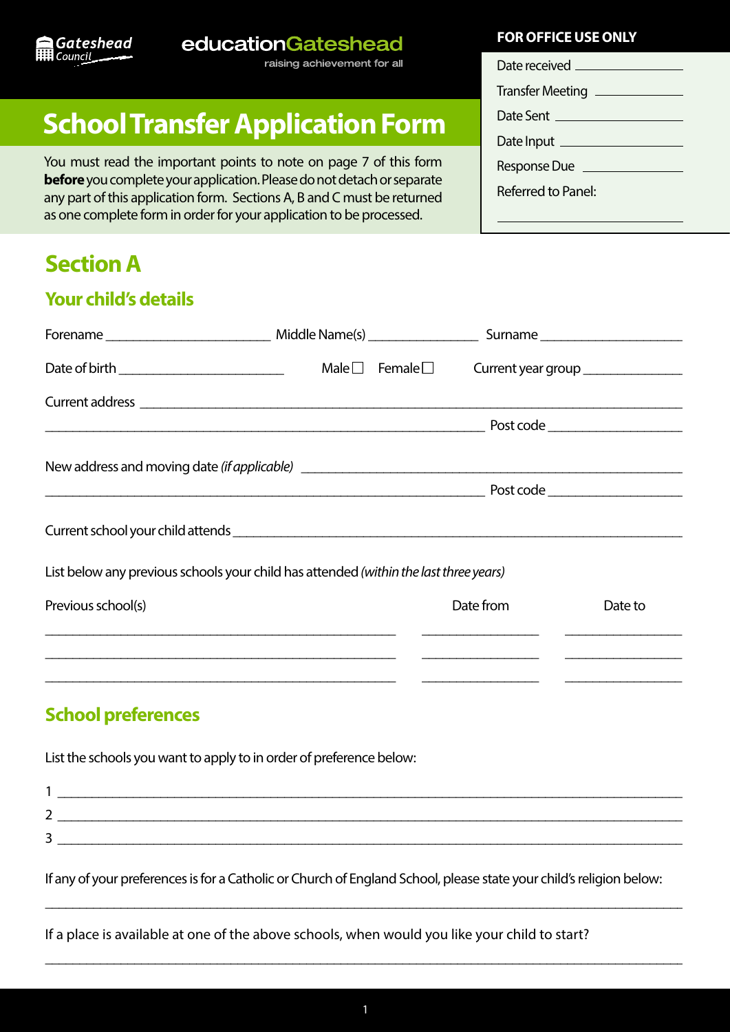Gateshead Council

educationGateshead
raising achievement for all

**FOR OFFICE USE ONLY**

Date received ______________

Transfer Meeting ______________

Date Sent ______________

Date Input ______________

Response Due ______________

Referred to Panel:

______________

# School Transfer Application Form

You must read the important points to note on page 7 of this form **before** you complete your application. Please do not detach or separate any part of this application form. Sections A, B and C must be returned as one complete form in order for your application to be processed.

## Section A

### Your child's details

Forename ______________________ Middle Name(s) ______________ Surname ____________________

Date of birth ______________________ Male ☐ Female ☐ Current year group ______________

Current address ____________________________________________________________________________

____________________________________________________________ Post code ____________________

New address and moving date *(if applicable)* ____________________________________________________

____________________________________________________________ Post code ____________________

Current school your child attends ____________________________________________________________

List below any previous schools your child has attended *(within the last three years)*

| Previous school(s) | Date from | Date to |
|---|---|---|
| | | |
| | | |
| | | |

### School preferences

List the schools you want to apply to in order of preference below:

1 ____________________________________________________________________________________

2 ____________________________________________________________________________________

3 ____________________________________________________________________________________

If any of your preferences is for a Catholic or Church of England School, please state your child's religion below:

______________________________________________________________________________________

If a place is available at one of the above schools, when would you like your child to start?

______________________________________________________________________________________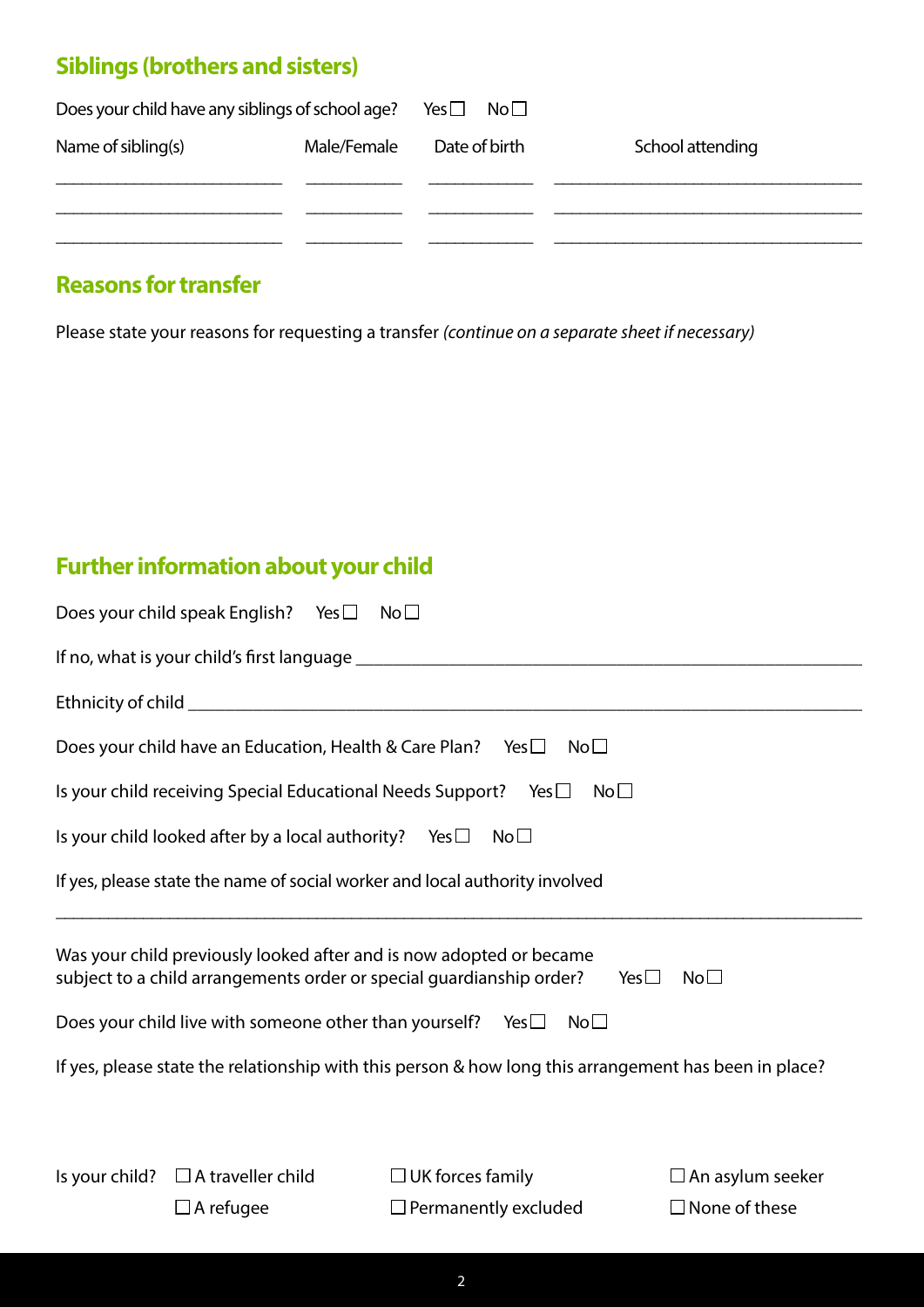## Siblings (brothers and sisters)

Does your child have any siblings of school age? Yes ☐ No ☐

| Name of sibling(s) | Male/Female | Date of birth | School attending |
| --- | --- | --- | --- |
| | | | |
| | | | |
| | | | |

## Reasons for transfer

Please state your reasons for requesting a transfer *(continue on a separate sheet if necessary)*

## Further information about your child

Does your child speak English? Yes ☐ No ☐

If no, what is your child's first language ____________________

Ethnicity of child ____________________

Does your child have an Education, Health & Care Plan? Yes ☐ No ☐

Is your child receiving Special Educational Needs Support? Yes ☐ No ☐

Is your child looked after by a local authority? Yes ☐ No ☐

If yes, please state the name of social worker and local authority involved

____________________

Was your child previously looked after and is now adopted or became subject to a child arrangements order or special guardianship order? Yes ☐ No ☐

Does your child live with someone other than yourself? Yes ☐ No ☐

If yes, please state the relationship with this person & how long this arrangement has been in place?

Is your child?

- ☐ A traveller child
- ☐ UK forces family
- ☐ An asylum seeker
- ☐ A refugee
- ☐ Permanently excluded
- ☐ None of these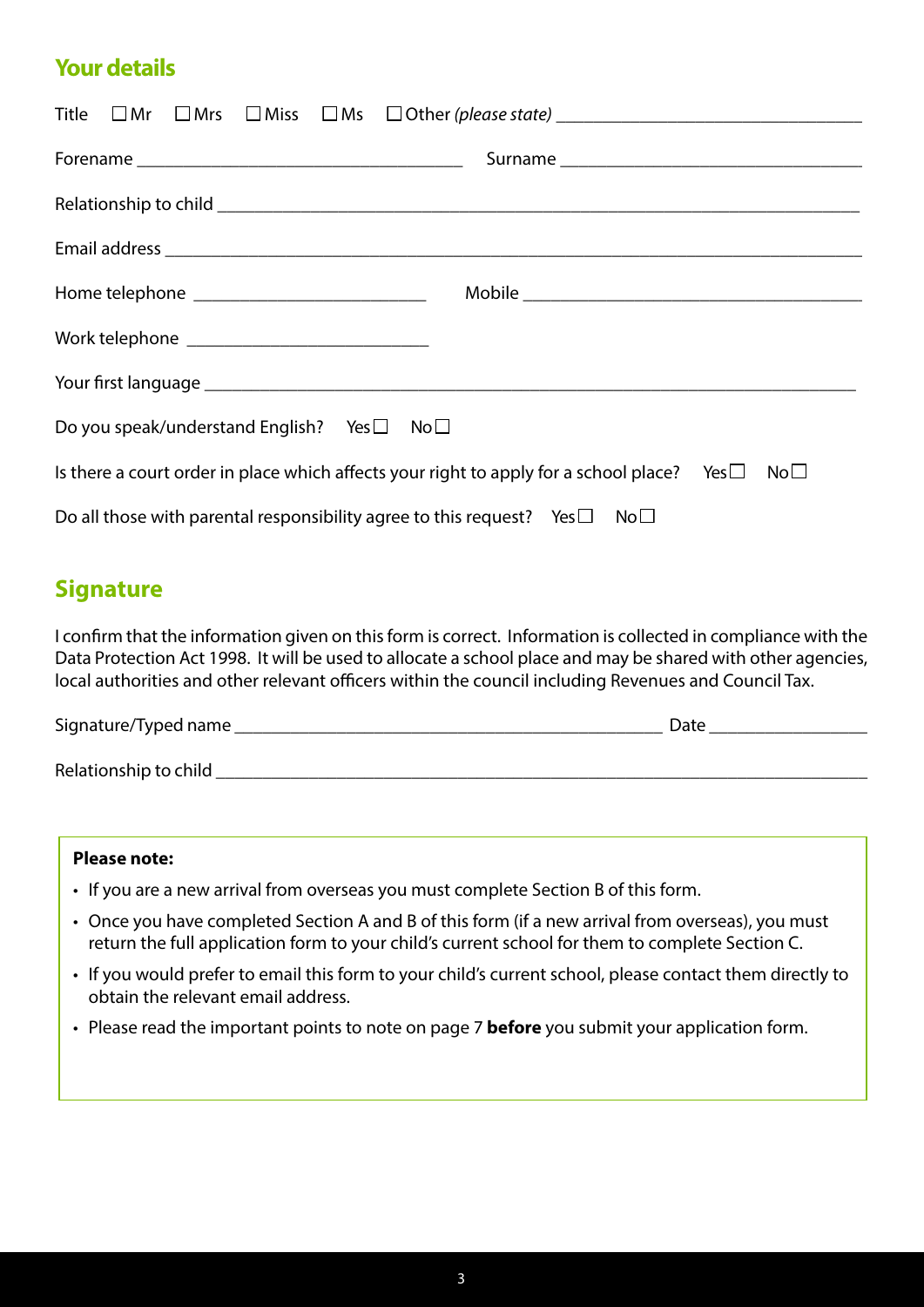## Your details

Title ☐ Mr ☐ Mrs ☐ Miss ☐ Ms ☐ Other *(please state)* ______________________________

Forename ________________________________ Surname ______________________________

Relationship to child ______________________________________________________________

Email address ____________________________________________________________________

Home telephone ______________________ Mobile __________________________________

Work telephone ______________________

Your first language ________________________________________________________________

Do you speak/understand English? Yes ☐ No ☐

Is there a court order in place which affects your right to apply for a school place? Yes ☐ No ☐

Do all those with parental responsibility agree to this request? Yes ☐ No ☐

## Signature

I confirm that the information given on this form is correct. Information is collected in compliance with the Data Protection Act 1998. It will be used to allocate a school place and may be shared with other agencies, local authorities and other relevant officers within the council including Revenues and Council Tax.

Signature/Typed name __________________________________________ Date ________________

Relationship to child ______________________________________________________________

**Please note:**

- If you are a new arrival from overseas you must complete Section B of this form.
- Once you have completed Section A and B of this form (if a new arrival from overseas), you must return the full application form to your child's current school for them to complete Section C.
- If you would prefer to email this form to your child's current school, please contact them directly to obtain the relevant email address.
- Please read the important points to note on page 7 **before** you submit your application form.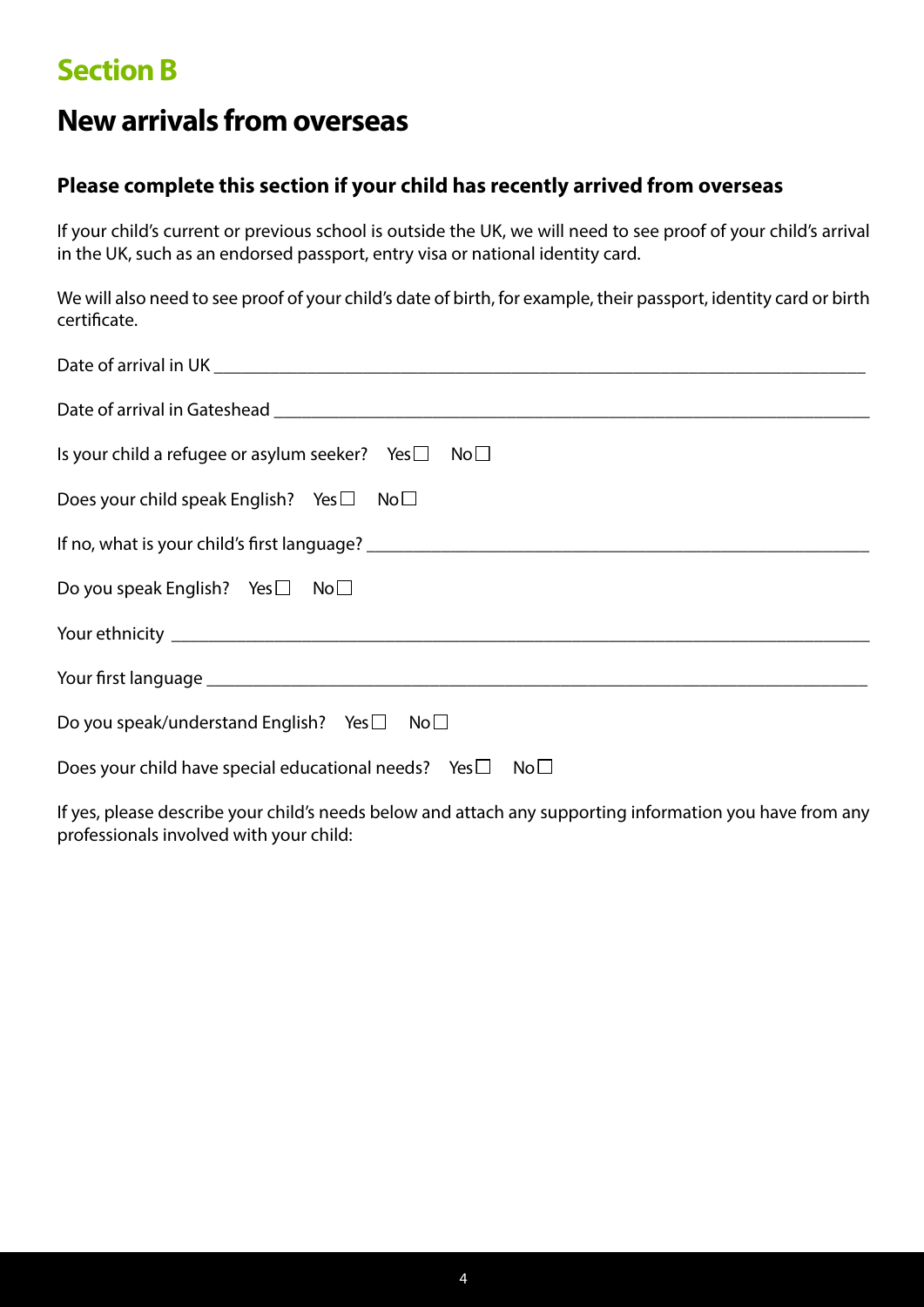# Section B

## New arrivals from overseas

### Please complete this section if your child has recently arrived from overseas

If your child's current or previous school is outside the UK, we will need to see proof of your child's arrival in the UK, such as an endorsed passport, entry visa or national identity card.

We will also need to see proof of your child's date of birth, for example, their passport, identity card or birth certificate.

Date of arrival in UK ____________________________________________

Date of arrival in Gateshead ____________________________________________

Is your child a refugee or asylum seeker? Yes ☐ No ☐

Does your child speak English? Yes ☐ No ☐

If no, what is your child's first language? ____________________________________________

Do you speak English? Yes ☐ No ☐

Your ethnicity ____________________________________________

Your first language ____________________________________________

Do you speak/understand English? Yes ☐ No ☐

Does your child have special educational needs? Yes ☐ No ☐

If yes, please describe your child's needs below and attach any supporting information you have from any professionals involved with your child: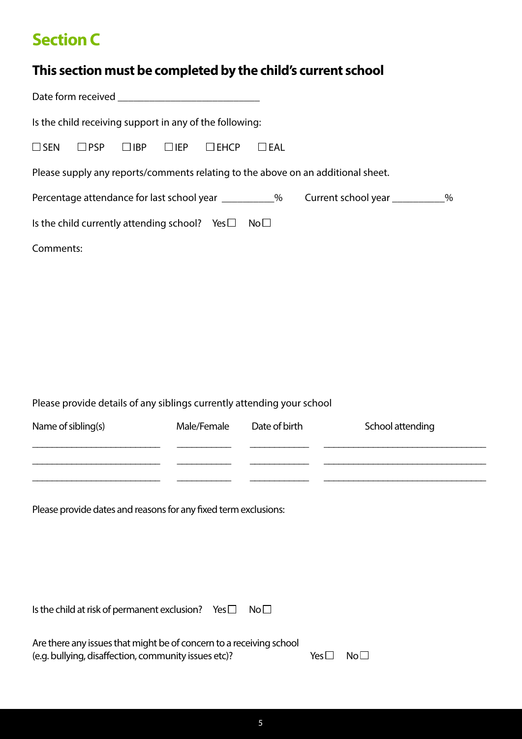# Section C

## This section must be completed by the child's current school

Date form received ___________________________

Is the child receiving support in any of the following:

☐ SEN ☐ PSP ☐ IBP ☐ IEP ☐ EHCP ☐ EAL

Please supply any reports/comments relating to the above on an additional sheet.

Percentage attendance for last school year __________% Current school year __________%

Is the child currently attending school? Yes ☐ No ☐

Comments:

Please provide details of any siblings currently attending your school

| Name of sibling(s) | Male/Female | Date of birth | School attending |
|---|---|---|---|
| | | | |
| | | | |
| | | | |

Please provide dates and reasons for any fixed term exclusions:

Is the child at risk of permanent exclusion? Yes ☐ No ☐

Are there any issues that might be of concern to a receiving school (e.g. bullying, disaffection, community issues etc)? Yes ☐ No ☐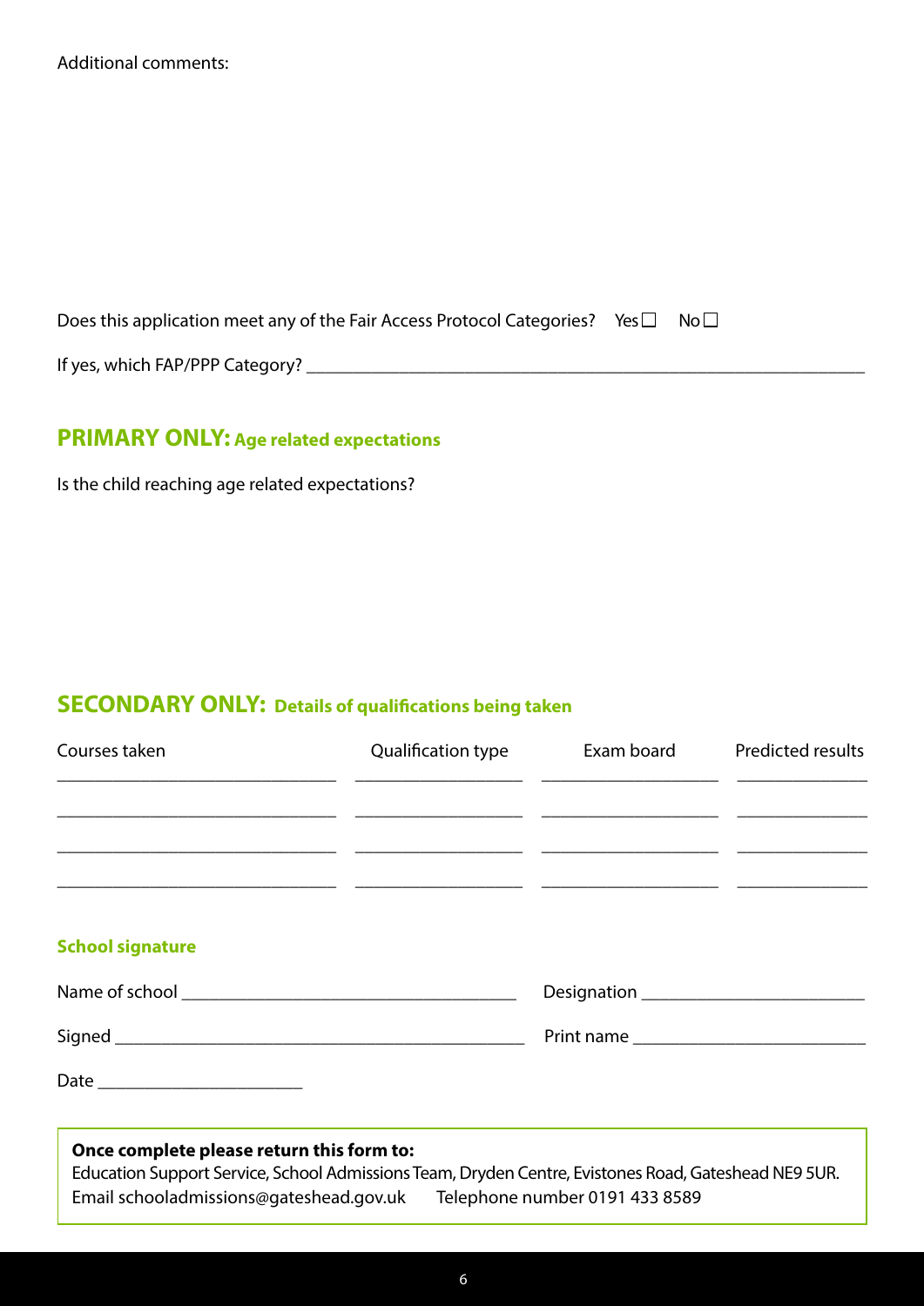Additional comments:

Does this application meet any of the Fair Access Protocol Categories? Yes ☐ No ☐

If yes, which FAP/PPP Category? ______________________________________________

## PRIMARY ONLY: Age related expectations

Is the child reaching age related expectations?

## SECONDARY ONLY: Details of qualifications being taken

| Courses taken | Qualification type | Exam board | Predicted results |
| --- | --- | --- | --- |
| | | | |
| | | | |
| | | | |
| | | | |

### School signature

Name of school ______________________________ Designation ____________________

Signed ____________________________________ Print name ____________________

Date __________________

**Once complete please return this form to:**
Education Support Service, School Admissions Team, Dryden Centre, Evistones Road, Gateshead NE9 5UR.
Email schooladmissions@gateshead.gov.uk Telephone number 0191 433 8589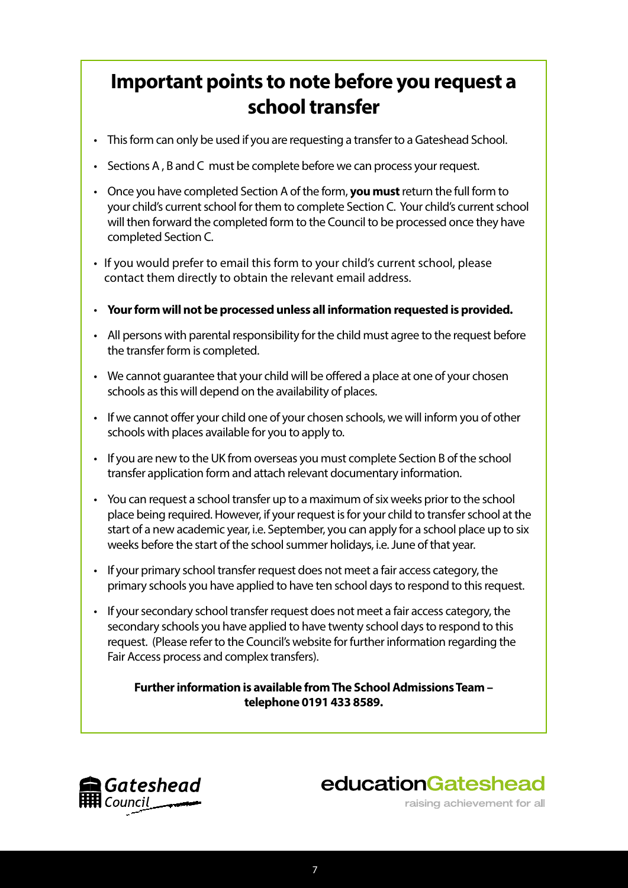# Important points to note before you request a school transfer

- This form can only be used if you are requesting a transfer to a Gateshead School.
- Sections A , B and C must be complete before we can process your request.
- Once you have completed Section A of the form, **you must** return the full form to your child's current school for them to complete Section C. Your child's current school will then forward the completed form to the Council to be processed once they have completed Section C.
- If you would prefer to email this form to your child's current school, please contact them directly to obtain the relevant email address.
- **Your form will not be processed unless all information requested is provided.**
- All persons with parental responsibility for the child must agree to the request before the transfer form is completed.
- We cannot guarantee that your child will be offered a place at one of your chosen schools as this will depend on the availability of places.
- If we cannot offer your child one of your chosen schools, we will inform you of other schools with places available for you to apply to.
- If you are new to the UK from overseas you must complete Section B of the school transfer application form and attach relevant documentary information.
- You can request a school transfer up to a maximum of six weeks prior to the school place being required. However, if your request is for your child to transfer school at the start of a new academic year, i.e. September, you can apply for a school place up to six weeks before the start of the school summer holidays, i.e. June of that year.
- If your primary school transfer request does not meet a fair access category, the primary schools you have applied to have ten school days to respond to this request.
- If your secondary school transfer request does not meet a fair access category, the secondary schools you have applied to have twenty school days to respond to this request. (Please refer to the Council's website for further information regarding the Fair Access process and complex transfers).

**Further information is available from The School Admissions Team – telephone 0191 433 8589.**

Gateshead Council

educationGateshead
raising achievement for all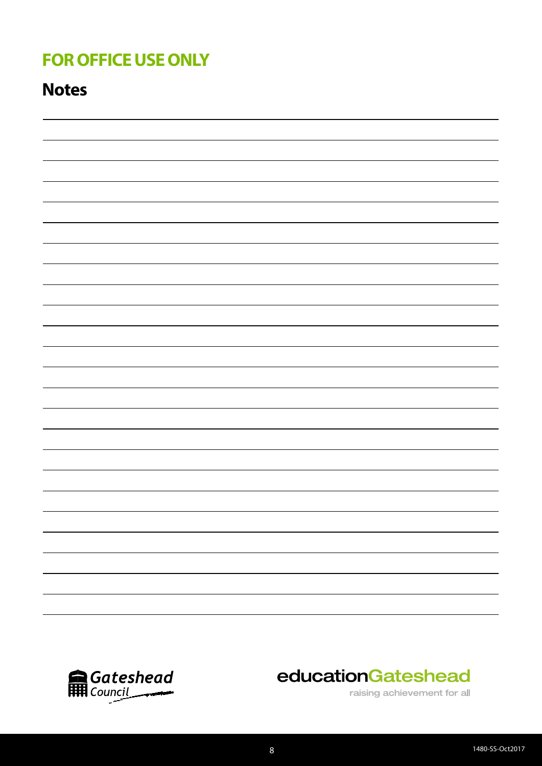# FOR OFFICE USE ONLY

## Notes

Gateshead Council

educationGateshead
raising achievement for all

1480-SS-Oct2017